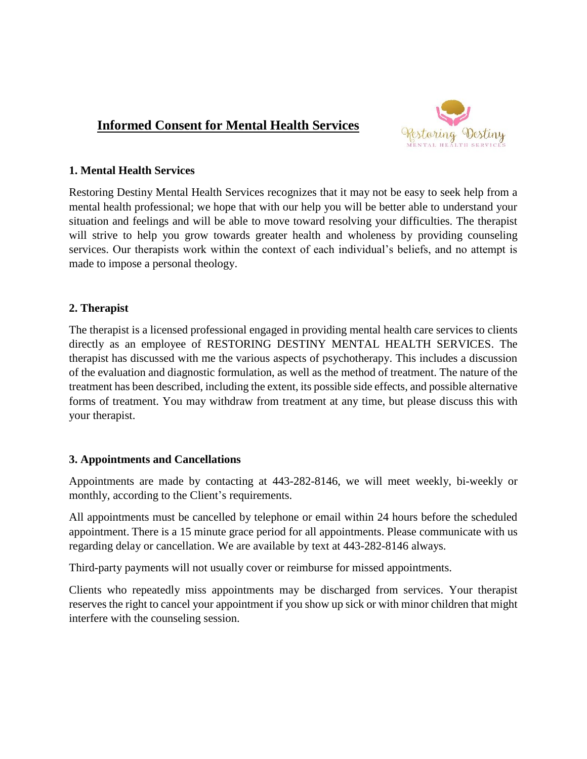# Informed Consent for Mental Health Services

Restoring Destiny
MENTAL HEALTH SERVICES

### 1. Mental Health Services

Restoring Destiny Mental Health Services recognizes that it may not be easy to seek help from a mental health professional; we hope that with our help you will be better able to understand your situation and feelings and will be able to move toward resolving your difficulties. The therapist will strive to help you grow towards greater health and wholeness by providing counseling services. Our therapists work within the context of each individual's beliefs, and no attempt is made to impose a personal theology.

### 2. Therapist

The therapist is a licensed professional engaged in providing mental health care services to clients directly as an employee of RESTORING DESTINY MENTAL HEALTH SERVICES. The therapist has discussed with me the various aspects of psychotherapy. This includes a discussion of the evaluation and diagnostic formulation, as well as the method of treatment. The nature of the treatment has been described, including the extent, its possible side effects, and possible alternative forms of treatment. You may withdraw from treatment at any time, but please discuss this with your therapist.

### 3. Appointments and Cancellations

Appointments are made by contacting at 443-282-8146, we will meet weekly, bi-weekly or monthly, according to the Client's requirements.

All appointments must be cancelled by telephone or email within 24 hours before the scheduled appointment. There is a 15 minute grace period for all appointments. Please communicate with us regarding delay or cancellation. We are available by text at 443-282-8146 always.

Third-party payments will not usually cover or reimburse for missed appointments.

Clients who repeatedly miss appointments may be discharged from services. Your therapist reserves the right to cancel your appointment if you show up sick or with minor children that might interfere with the counseling session.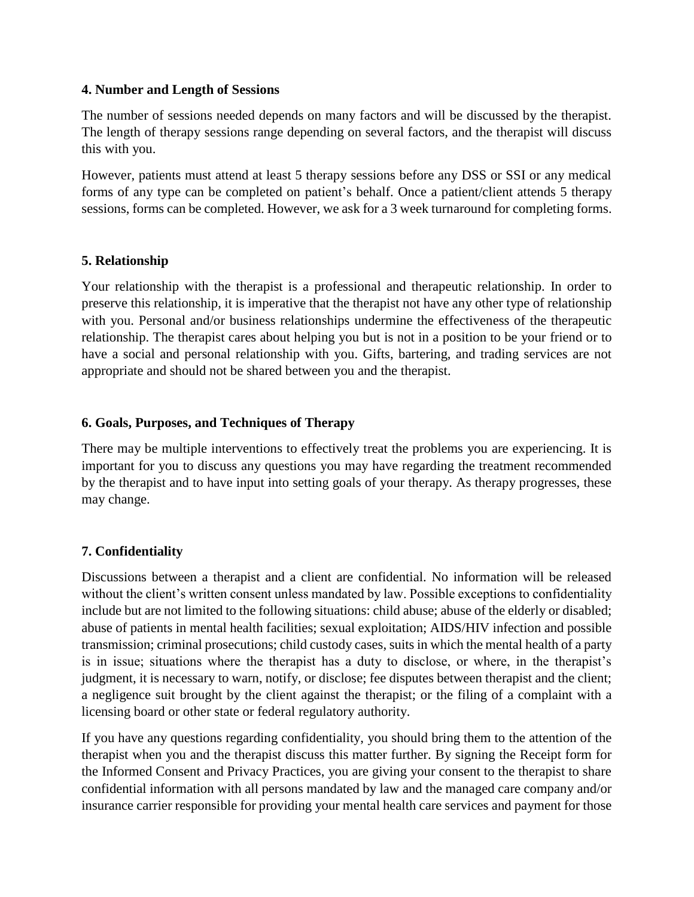**4. Number and Length of Sessions**

The number of sessions needed depends on many factors and will be discussed by the therapist. The length of therapy sessions range depending on several factors, and the therapist will discuss this with you.

However, patients must attend at least 5 therapy sessions before any DSS or SSI or any medical forms of any type can be completed on patient's behalf. Once a patient/client attends 5 therapy sessions, forms can be completed. However, we ask for a 3 week turnaround for completing forms.

**5. Relationship**

Your relationship with the therapist is a professional and therapeutic relationship. In order to preserve this relationship, it is imperative that the therapist not have any other type of relationship with you. Personal and/or business relationships undermine the effectiveness of the therapeutic relationship. The therapist cares about helping you but is not in a position to be your friend or to have a social and personal relationship with you. Gifts, bartering, and trading services are not appropriate and should not be shared between you and the therapist.

**6. Goals, Purposes, and Techniques of Therapy**

There may be multiple interventions to effectively treat the problems you are experiencing. It is important for you to discuss any questions you may have regarding the treatment recommended by the therapist and to have input into setting goals of your therapy. As therapy progresses, these may change.

**7. Confidentiality**

Discussions between a therapist and a client are confidential. No information will be released without the client's written consent unless mandated by law. Possible exceptions to confidentiality include but are not limited to the following situations: child abuse; abuse of the elderly or disabled; abuse of patients in mental health facilities; sexual exploitation; AIDS/HIV infection and possible transmission; criminal prosecutions; child custody cases, suits in which the mental health of a party is in issue; situations where the therapist has a duty to disclose, or where, in the therapist's judgment, it is necessary to warn, notify, or disclose; fee disputes between therapist and the client; a negligence suit brought by the client against the therapist; or the filing of a complaint with a licensing board or other state or federal regulatory authority.

If you have any questions regarding confidentiality, you should bring them to the attention of the therapist when you and the therapist discuss this matter further. By signing the Receipt form for the Informed Consent and Privacy Practices, you are giving your consent to the therapist to share confidential information with all persons mandated by law and the managed care company and/or insurance carrier responsible for providing your mental health care services and payment for those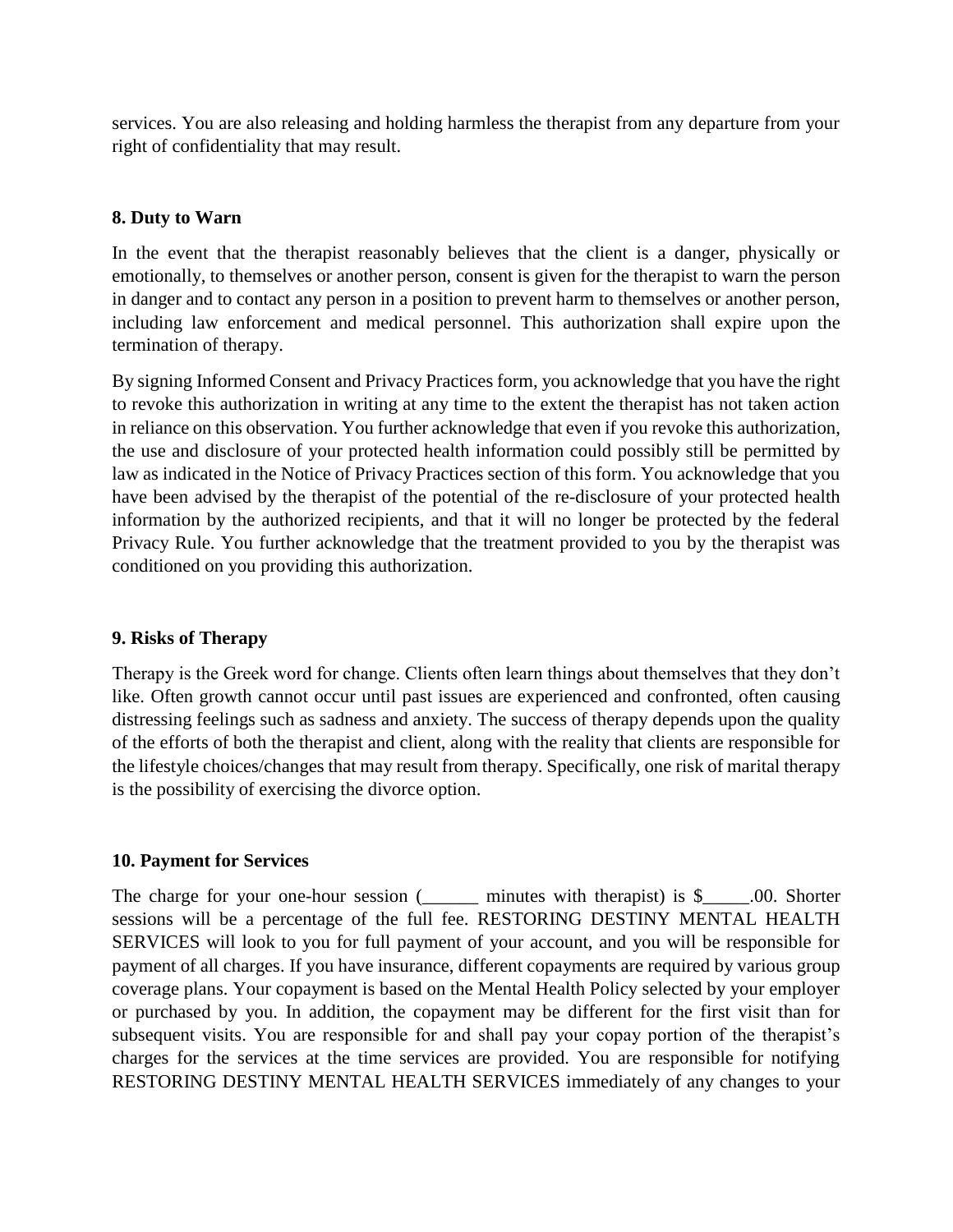services. You are also releasing and holding harmless the therapist from any departure from your right of confidentiality that may result.

**8. Duty to Warn**

In the event that the therapist reasonably believes that the client is a danger, physically or emotionally, to themselves or another person, consent is given for the therapist to warn the person in danger and to contact any person in a position to prevent harm to themselves or another person, including law enforcement and medical personnel. This authorization shall expire upon the termination of therapy.

By signing Informed Consent and Privacy Practices form, you acknowledge that you have the right to revoke this authorization in writing at any time to the extent the therapist has not taken action in reliance on this observation. You further acknowledge that even if you revoke this authorization, the use and disclosure of your protected health information could possibly still be permitted by law as indicated in the Notice of Privacy Practices section of this form. You acknowledge that you have been advised by the therapist of the potential of the re-disclosure of your protected health information by the authorized recipients, and that it will no longer be protected by the federal Privacy Rule. You further acknowledge that the treatment provided to you by the therapist was conditioned on you providing this authorization.

**9. Risks of Therapy**

Therapy is the Greek word for change. Clients often learn things about themselves that they don't like. Often growth cannot occur until past issues are experienced and confronted, often causing distressing feelings such as sadness and anxiety. The success of therapy depends upon the quality of the efforts of both the therapist and client, along with the reality that clients are responsible for the lifestyle choices/changes that may result from therapy. Specifically, one risk of marital therapy is the possibility of exercising the divorce option.

**10. Payment for Services**

The charge for your one-hour session (______ minutes with therapist) is $_____.00. Shorter sessions will be a percentage of the full fee. RESTORING DESTINY MENTAL HEALTH SERVICES will look to you for full payment of your account, and you will be responsible for payment of all charges. If you have insurance, different copayments are required by various group coverage plans. Your copayment is based on the Mental Health Policy selected by your employer or purchased by you. In addition, the copayment may be different for the first visit than for subsequent visits. You are responsible for and shall pay your copay portion of the therapist's charges for the services at the time services are provided. You are responsible for notifying RESTORING DESTINY MENTAL HEALTH SERVICES immediately of any changes to your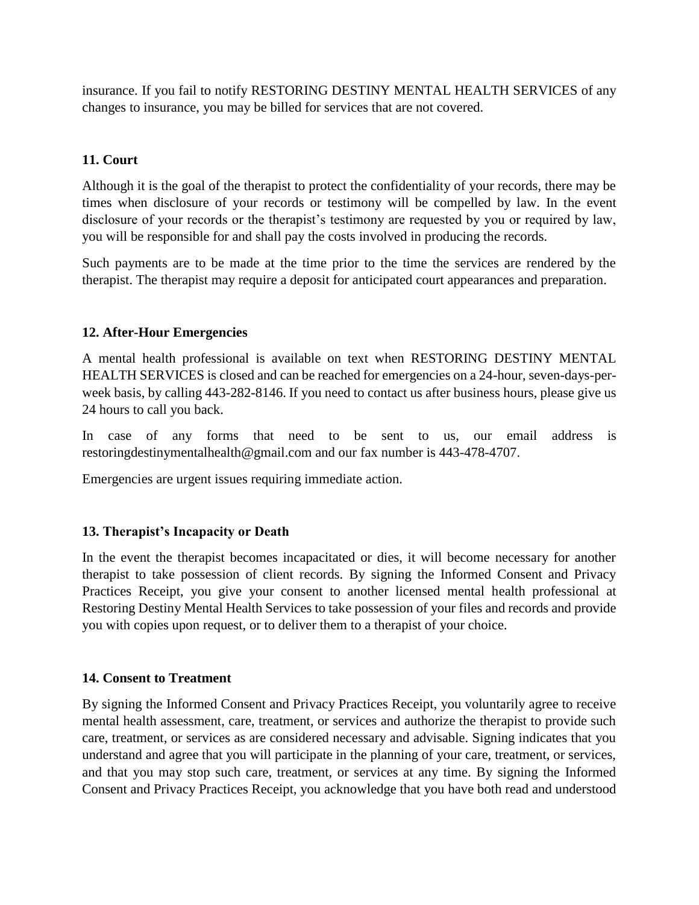insurance. If you fail to notify RESTORING DESTINY MENTAL HEALTH SERVICES of any changes to insurance, you may be billed for services that are not covered.

### 11. Court

Although it is the goal of the therapist to protect the confidentiality of your records, there may be times when disclosure of your records or testimony will be compelled by law. In the event disclosure of your records or the therapist's testimony are requested by you or required by law, you will be responsible for and shall pay the costs involved in producing the records.

Such payments are to be made at the time prior to the time the services are rendered by the therapist. The therapist may require a deposit for anticipated court appearances and preparation.

### 12. After-Hour Emergencies

A mental health professional is available on text when RESTORING DESTINY MENTAL HEALTH SERVICES is closed and can be reached for emergencies on a 24-hour, seven-days-per-week basis, by calling 443-282-8146. If you need to contact us after business hours, please give us 24 hours to call you back.

In case of any forms that need to be sent to us, our email address is restoringdestinymentalhealth@gmail.com and our fax number is 443-478-4707.

Emergencies are urgent issues requiring immediate action.

### 13. Therapist's Incapacity or Death

In the event the therapist becomes incapacitated or dies, it will become necessary for another therapist to take possession of client records. By signing the Informed Consent and Privacy Practices Receipt, you give your consent to another licensed mental health professional at Restoring Destiny Mental Health Services to take possession of your files and records and provide you with copies upon request, or to deliver them to a therapist of your choice.

### 14. Consent to Treatment

By signing the Informed Consent and Privacy Practices Receipt, you voluntarily agree to receive mental health assessment, care, treatment, or services and authorize the therapist to provide such care, treatment, or services as are considered necessary and advisable. Signing indicates that you understand and agree that you will participate in the planning of your care, treatment, or services, and that you may stop such care, treatment, or services at any time. By signing the Informed Consent and Privacy Practices Receipt, you acknowledge that you have both read and understood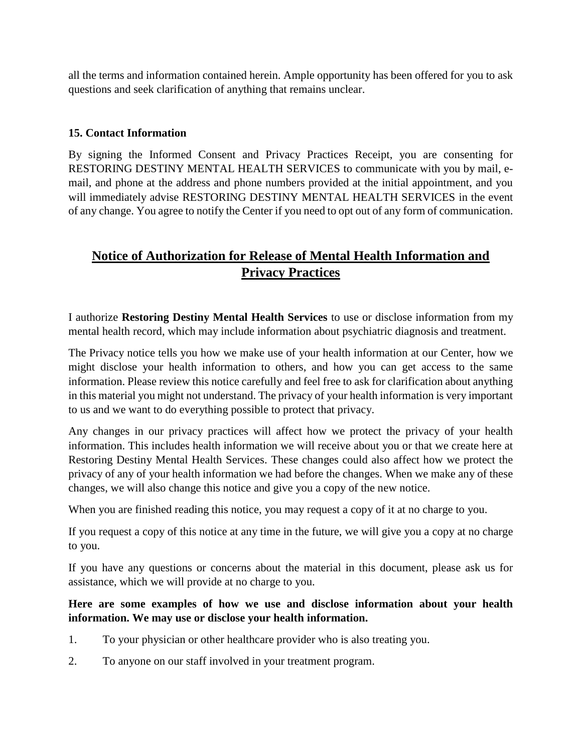all the terms and information contained herein. Ample opportunity has been offered for you to ask questions and seek clarification of anything that remains unclear.

**15. Contact Information**

By signing the Informed Consent and Privacy Practices Receipt, you are consenting for RESTORING DESTINY MENTAL HEALTH SERVICES to communicate with you by mail, e-mail, and phone at the address and phone numbers provided at the initial appointment, and you will immediately advise RESTORING DESTINY MENTAL HEALTH SERVICES in the event of any change. You agree to notify the Center if you need to opt out of any form of communication.

## Notice of Authorization for Release of Mental Health Information and Privacy Practices

I authorize **Restoring Destiny Mental Health Services** to use or disclose information from my mental health record, which may include information about psychiatric diagnosis and treatment.

The Privacy notice tells you how we make use of your health information at our Center, how we might disclose your health information to others, and how you can get access to the same information. Please review this notice carefully and feel free to ask for clarification about anything in this material you might not understand. The privacy of your health information is very important to us and we want to do everything possible to protect that privacy.

Any changes in our privacy practices will affect how we protect the privacy of your health information. This includes health information we will receive about you or that we create here at Restoring Destiny Mental Health Services. These changes could also affect how we protect the privacy of any of your health information we had before the changes. When we make any of these changes, we will also change this notice and give you a copy of the new notice.

When you are finished reading this notice, you may request a copy of it at no charge to you.

If you request a copy of this notice at any time in the future, we will give you a copy at no charge to you.

If you have any questions or concerns about the material in this document, please ask us for assistance, which we will provide at no charge to you.

**Here are some examples of how we use and disclose information about your health information. We may use or disclose your health information.**

1. To your physician or other healthcare provider who is also treating you.
2. To anyone on our staff involved in your treatment program.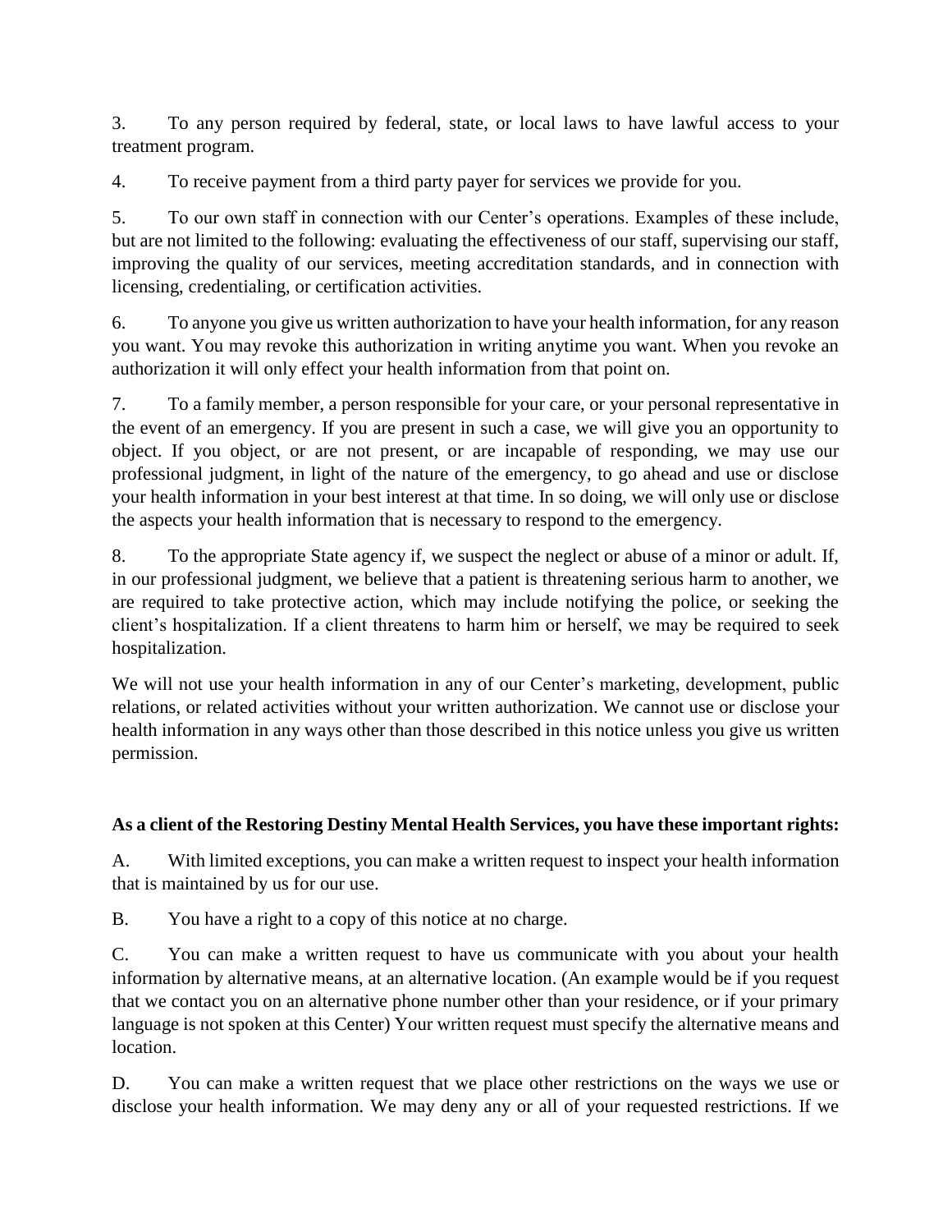3. To any person required by federal, state, or local laws to have lawful access to your treatment program.

4. To receive payment from a third party payer for services we provide for you.

5. To our own staff in connection with our Center's operations. Examples of these include, but are not limited to the following: evaluating the effectiveness of our staff, supervising our staff, improving the quality of our services, meeting accreditation standards, and in connection with licensing, credentialing, or certification activities.

6. To anyone you give us written authorization to have your health information, for any reason you want. You may revoke this authorization in writing anytime you want. When you revoke an authorization it will only effect your health information from that point on.

7. To a family member, a person responsible for your care, or your personal representative in the event of an emergency. If you are present in such a case, we will give you an opportunity to object. If you object, or are not present, or are incapable of responding, we may use our professional judgment, in light of the nature of the emergency, to go ahead and use or disclose your health information in your best interest at that time. In so doing, we will only use or disclose the aspects your health information that is necessary to respond to the emergency.

8. To the appropriate State agency if, we suspect the neglect or abuse of a minor or adult. If, in our professional judgment, we believe that a patient is threatening serious harm to another, we are required to take protective action, which may include notifying the police, or seeking the client's hospitalization. If a client threatens to harm him or herself, we may be required to seek hospitalization.

We will not use your health information in any of our Center's marketing, development, public relations, or related activities without your written authorization. We cannot use or disclose your health information in any ways other than those described in this notice unless you give us written permission.

**As a client of the Restoring Destiny Mental Health Services, you have these important rights:**

A. With limited exceptions, you can make a written request to inspect your health information that is maintained by us for our use.

B. You have a right to a copy of this notice at no charge.

C. You can make a written request to have us communicate with you about your health information by alternative means, at an alternative location. (An example would be if you request that we contact you on an alternative phone number other than your residence, or if your primary language is not spoken at this Center) Your written request must specify the alternative means and location.

D. You can make a written request that we place other restrictions on the ways we use or disclose your health information. We may deny any or all of your requested restrictions. If we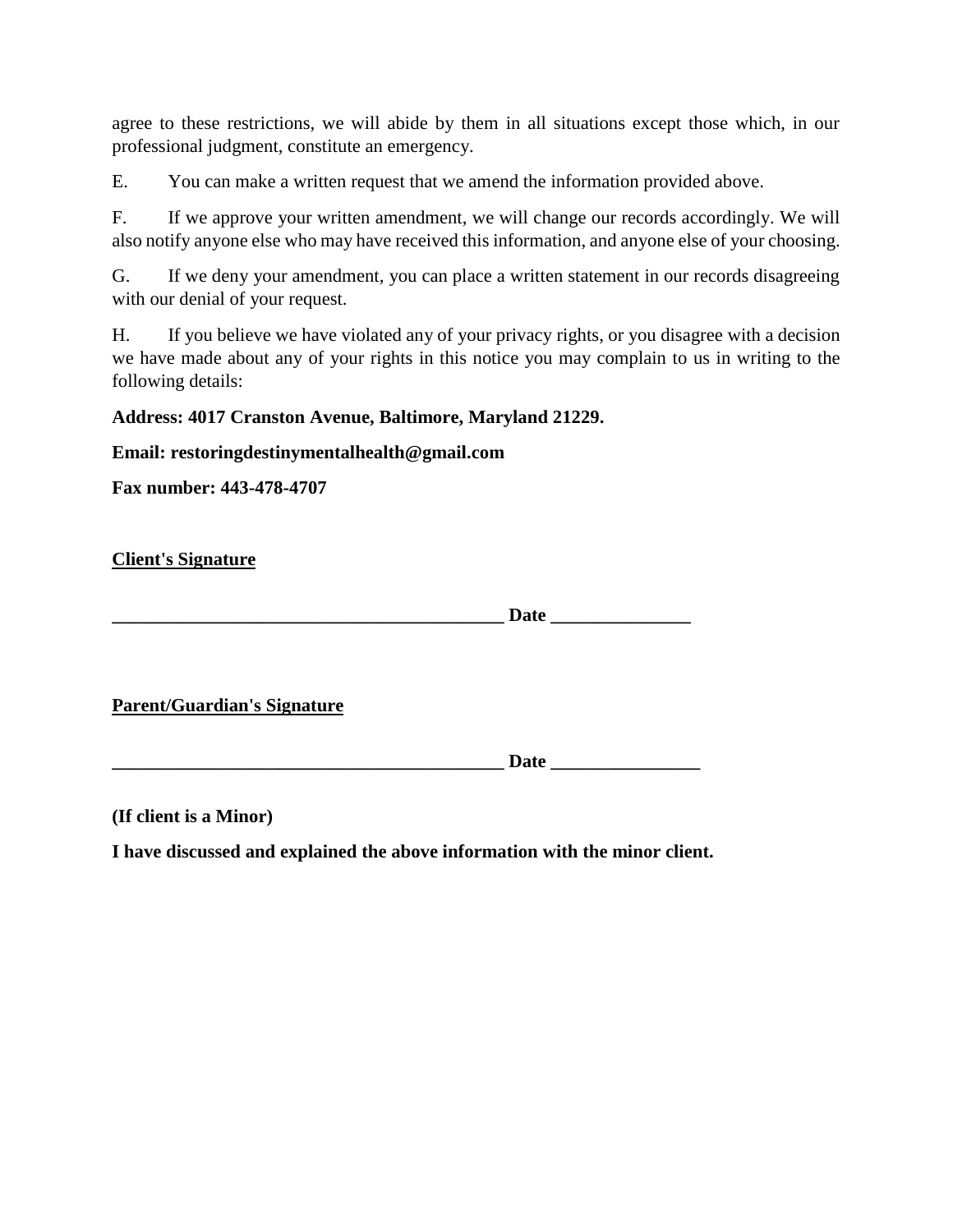agree to these restrictions, we will abide by them in all situations except those which, in our professional judgment, constitute an emergency.

E. You can make a written request that we amend the information provided above.

F. If we approve your written amendment, we will change our records accordingly. We will also notify anyone else who may have received this information, and anyone else of your choosing.

G. If we deny your amendment, you can place a written statement in our records disagreeing with our denial of your request.

H. If you believe we have violated any of your privacy rights, or you disagree with a decision we have made about any of your rights in this notice you may complain to us in writing to the following details:

**Address: 4017 Cranston Avenue, Baltimore, Maryland 21229.**

**Email: restoringdestinymentalhealth@gmail.com**

**Fax number: 443-478-4707**

**Client's Signature**

**___________________________________________ Date _______________**

**Parent/Guardian's Signature**

**___________________________________________ Date ________________**

**(If client is a Minor)**

**I have discussed and explained the above information with the minor client.**